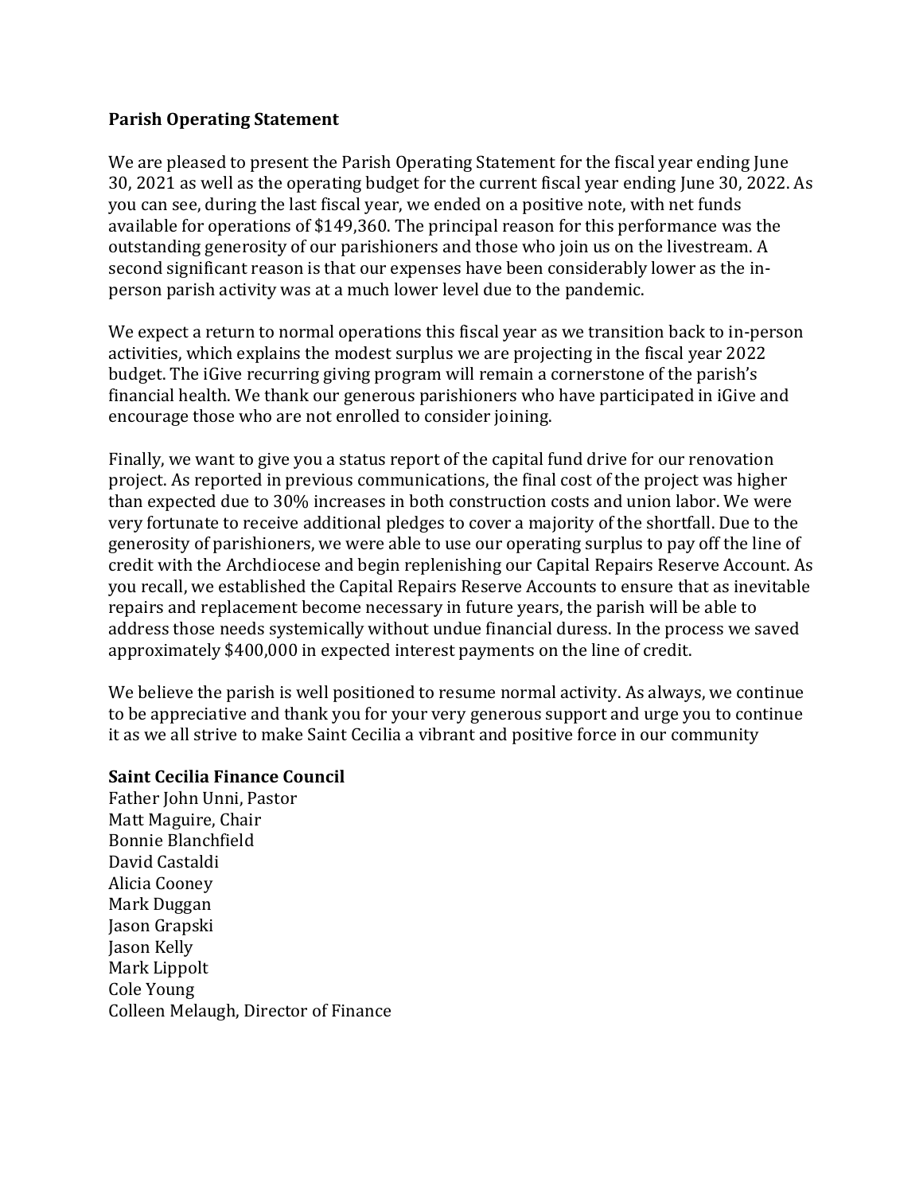**Parish Operating Statement**

We are pleased to present the Parish Operating Statement for the fiscal year ending June 30, 2021 as well as the operating budget for the current fiscal year ending June 30, 2022. As you can see, during the last fiscal year, we ended on a positive note, with net funds available for operations of $149,360. The principal reason for this performance was the outstanding generosity of our parishioners and those who join us on the livestream. A second significant reason is that our expenses have been considerably lower as the in-person parish activity was at a much lower level due to the pandemic.

We expect a return to normal operations this fiscal year as we transition back to in-person activities, which explains the modest surplus we are projecting in the fiscal year 2022 budget. The iGive recurring giving program will remain a cornerstone of the parish's financial health. We thank our generous parishioners who have participated in iGive and encourage those who are not enrolled to consider joining.

Finally, we want to give you a status report of the capital fund drive for our renovation project. As reported in previous communications, the final cost of the project was higher than expected due to 30% increases in both construction costs and union labor. We were very fortunate to receive additional pledges to cover a majority of the shortfall. Due to the generosity of parishioners, we were able to use our operating surplus to pay off the line of credit with the Archdiocese and begin replenishing our Capital Repairs Reserve Account. As you recall, we established the Capital Repairs Reserve Accounts to ensure that as inevitable repairs and replacement become necessary in future years, the parish will be able to address those needs systemically without undue financial duress. In the process we saved approximately $400,000 in expected interest payments on the line of credit.

We believe the parish is well positioned to resume normal activity. As always, we continue to be appreciative and thank you for your very generous support and urge you to continue it as we all strive to make Saint Cecilia a vibrant and positive force in our community

**Saint Cecilia Finance Council**
Father John Unni, Pastor
Matt Maguire, Chair
Bonnie Blanchfield
David Castaldi
Alicia Cooney
Mark Duggan
Jason Grapski
Jason Kelly
Mark Lippolt
Cole Young
Colleen Melaugh, Director of Finance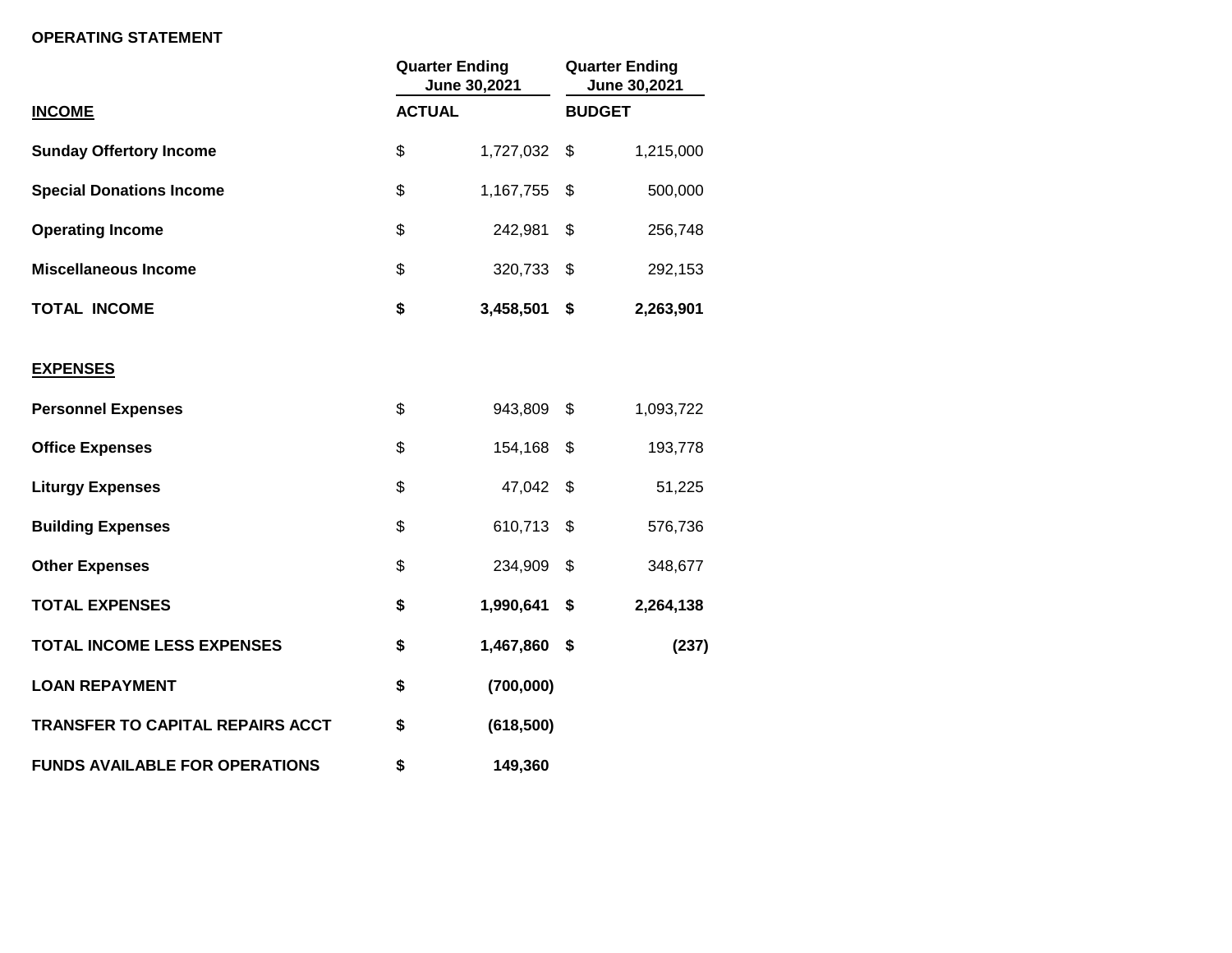**OPERATING STATEMENT**

| | Quarter Ending June 30,2021 | Quarter Ending June 30,2021 |
|---|---|---|
| **INCOME** | **ACTUAL** | **BUDGET** |
| **Sunday Offertory Income** | $ 1,727,032 | $ 1,215,000 |
| **Special Donations Income** | $ 1,167,755 | $ 500,000 |
| **Operating Income** | $ 242,981 | $ 256,748 |
| **Miscellaneous Income** | $ 320,733 | $ 292,153 |
| **TOTAL INCOME** | **$ 3,458,501** | **$ 2,263,901** |
| | | |
| **EXPENSES** | | |
| **Personnel Expenses** | $ 943,809 | $ 1,093,722 |
| **Office Expenses** | $ 154,168 | $ 193,778 |
| **Liturgy Expenses** | $ 47,042 | $ 51,225 |
| **Building Expenses** | $ 610,713 | $ 576,736 |
| **Other Expenses** | $ 234,909 | $ 348,677 |
| **TOTAL EXPENSES** | **$ 1,990,641** | **$ 2,264,138** |
| **TOTAL INCOME LESS EXPENSES** | **$ 1,467,860** | **$ (237)** |
| **LOAN REPAYMENT** | **$ (700,000)** | |
| **TRANSFER TO CAPITAL REPAIRS ACCT** | **$ (618,500)** | |
| **FUNDS AVAILABLE FOR OPERATIONS** | **$ 149,360** | |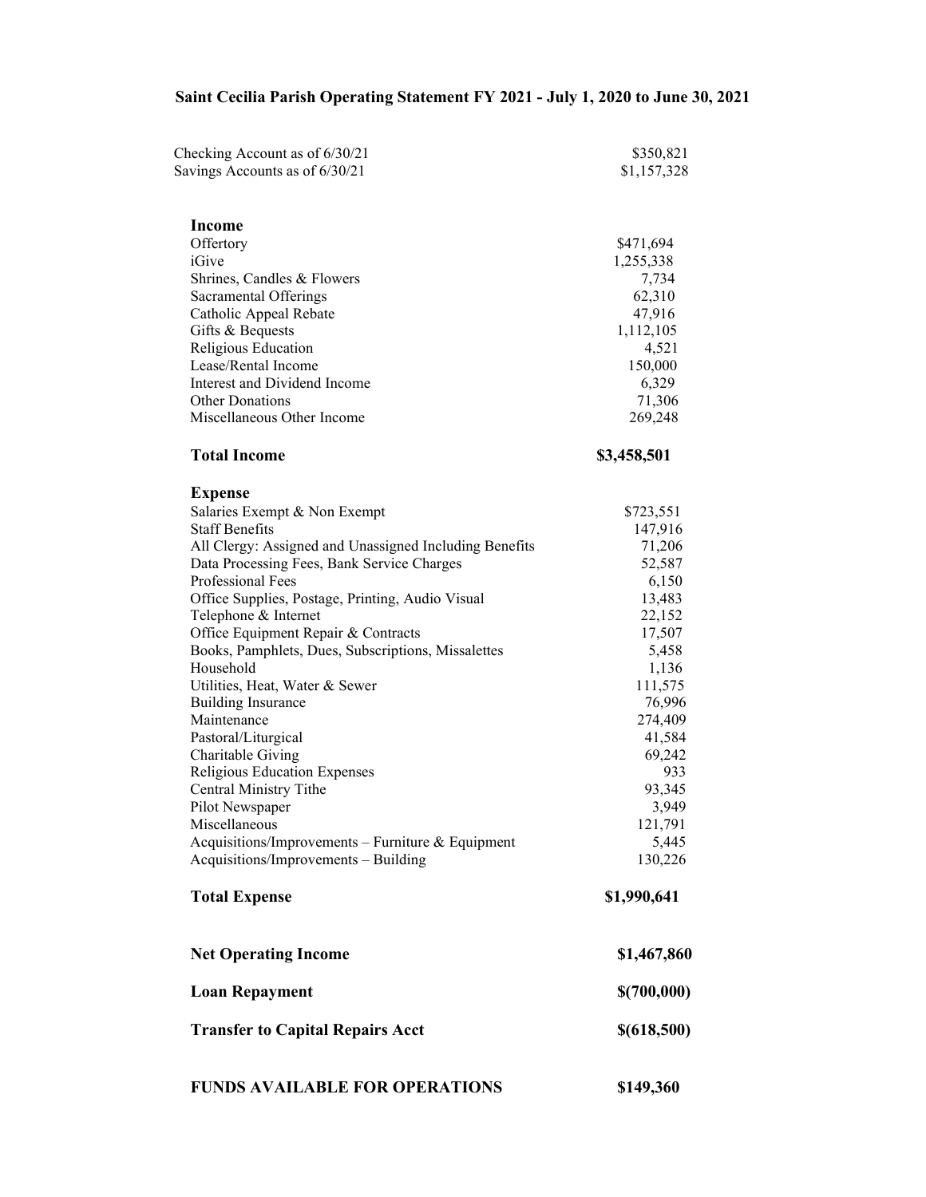# Saint Cecilia Parish Operating Statement FY 2021 - July 1, 2020 to June 30, 2021

| | |
|---|---|
| Checking Account as of 6/30/21 | $350,821 |
| Savings Accounts as of 6/30/21 | $1,157,328 |

| | |
|---|---|
| **Income** | |
| Offertory | $471,694 |
| iGive | 1,255,338 |
| Shrines, Candles & Flowers | 7,734 |
| Sacramental Offerings | 62,310 |
| Catholic Appeal Rebate | 47,916 |
| Gifts & Bequests | 1,112,105 |
| Religious Education | 4,521 |
| Lease/Rental Income | 150,000 |
| Interest and Dividend Income | 6,329 |
| Other Donations | 71,306 |
| Miscellaneous Other Income | 269,248 |
| **Total Income** | **$3,458,501** |
| **Expense** | |
| Salaries Exempt & Non Exempt | $723,551 |
| Staff Benefits | 147,916 |
| All Clergy: Assigned and Unassigned Including Benefits | 71,206 |
| Data Processing Fees, Bank Service Charges | 52,587 |
| Professional Fees | 6,150 |
| Office Supplies, Postage, Printing, Audio Visual | 13,483 |
| Telephone & Internet | 22,152 |
| Office Equipment Repair & Contracts | 17,507 |
| Books, Pamphlets, Dues, Subscriptions, Missalettes | 5,458 |
| Household | 1,136 |
| Utilities, Heat, Water & Sewer | 111,575 |
| Building Insurance | 76,996 |
| Maintenance | 274,409 |
| Pastoral/Liturgical | 41,584 |
| Charitable Giving | 69,242 |
| Religious Education Expenses | 933 |
| Central Ministry Tithe | 93,345 |
| Pilot Newspaper | 3,949 |
| Miscellaneous | 121,791 |
| Acquisitions/Improvements – Furniture & Equipment | 5,445 |
| Acquisitions/Improvements – Building | 130,226 |
| **Total Expense** | **$1,990,641** |
| **Net Operating Income** | **$1,467,860** |
| **Loan Repayment** | **$(700,000)** |
| **Transfer to Capital Repairs Acct** | **$(618,500)** |
| **FUNDS AVAILABLE FOR OPERATIONS** | **$149,360** |